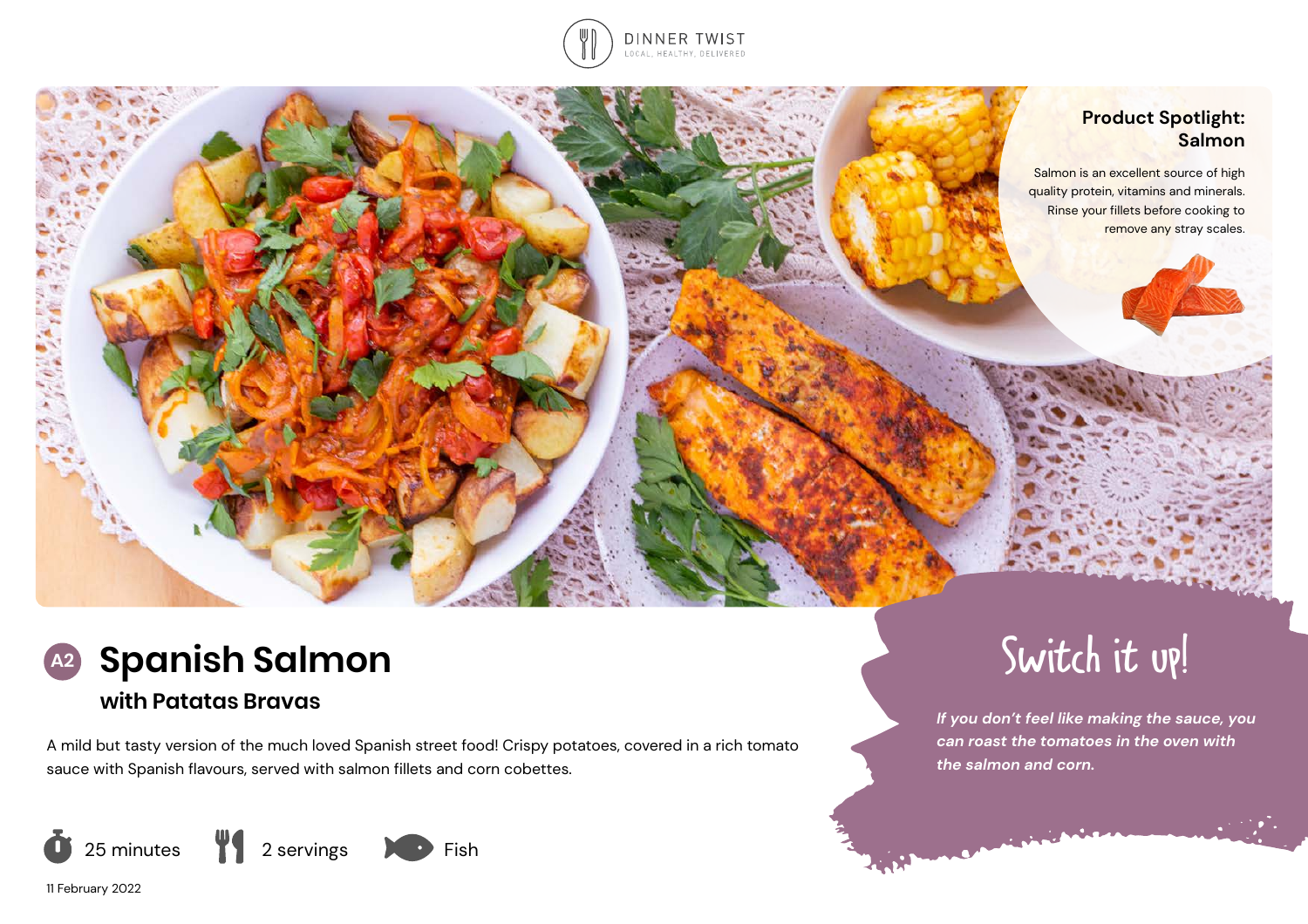DINNER TWIST
LOCAL, HEALTHY, DELIVERED

## Product Spotlight: Salmon

Salmon is an excellent source of high quality protein, vitamins and minerals. Rinse your fillets before cooking to remove any stray scales.

# A2 Spanish Salmon

## with Patatas Bravas

A mild but tasty version of the much loved Spanish street food! Crispy potatoes, covered in a rich tomato sauce with Spanish flavours, served with salmon fillets and corn cobettes.

25 minutes | 2 servings | Fish

11 February 2022

## Switch it up!

*If you don't feel like making the sauce, you can roast the tomatoes in the oven with the salmon and corn.*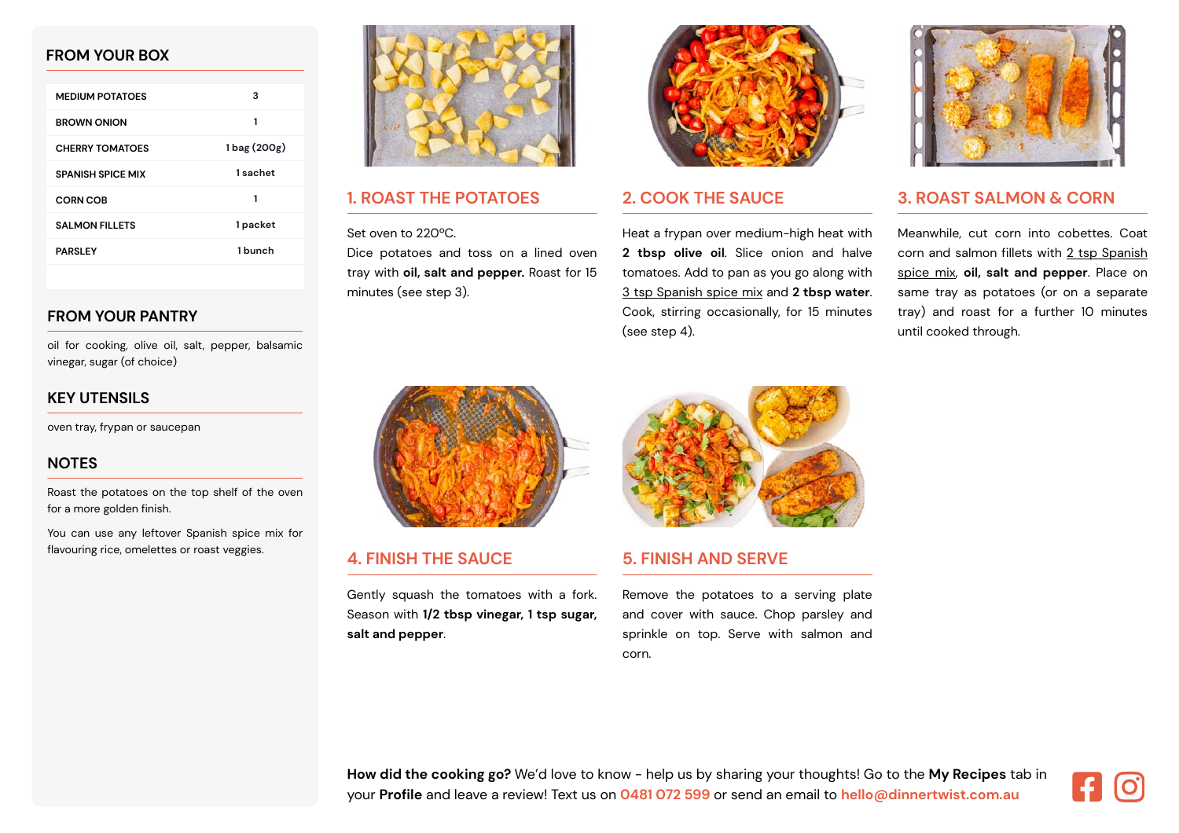## FROM YOUR BOX

| | |
|---|---|
| MEDIUM POTATOES | 3 |
| BROWN ONION | 1 |
| CHERRY TOMATOES | 1 bag (200g) |
| SPANISH SPICE MIX | 1 sachet |
| CORN COB | 1 |
| SALMON FILLETS | 1 packet |
| PARSLEY | 1 bunch |

## FROM YOUR PANTRY

oil for cooking, olive oil, salt, pepper, balsamic vinegar, sugar (of choice)

## KEY UTENSILS

oven tray, frypan or saucepan

## NOTES

Roast the potatoes on the top shelf of the oven for a more golden finish.

You can use any leftover Spanish spice mix for flavouring rice, omelettes or roast veggies.

## 1. ROAST THE POTATOES

Set oven to 220°C.
Dice potatoes and toss on a lined oven tray with **oil, salt and pepper.** Roast for 15 minutes (see step 3).

## 2. COOK THE SAUCE

Heat a frypan over medium-high heat with **2 tbsp olive oil**. Slice onion and halve tomatoes. Add to pan as you go along with 3 tsp Spanish spice mix and **2 tbsp water**. Cook, stirring occasionally, for 15 minutes (see step 4).

## 3. ROAST SALMON & CORN

Meanwhile, cut corn into cobettes. Coat corn and salmon fillets with 2 tsp Spanish spice mix, **oil, salt and pepper**. Place on same tray as potatoes (or on a separate tray) and roast for a further 10 minutes until cooked through.

## 4. FINISH THE SAUCE

Gently squash the tomatoes with a fork. Season with **1/2 tbsp vinegar, 1 tsp sugar, salt and pepper**.

## 5. FINISH AND SERVE

Remove the potatoes to a serving plate and cover with sauce. Chop parsley and sprinkle on top. Serve with salmon and corn.

**How did the cooking go?** We'd love to know - help us by sharing your thoughts! Go to the **My Recipes** tab in your **Profile** and leave a review! Text us on 0481 072 599 or send an email to hello@dinnertwist.com.au